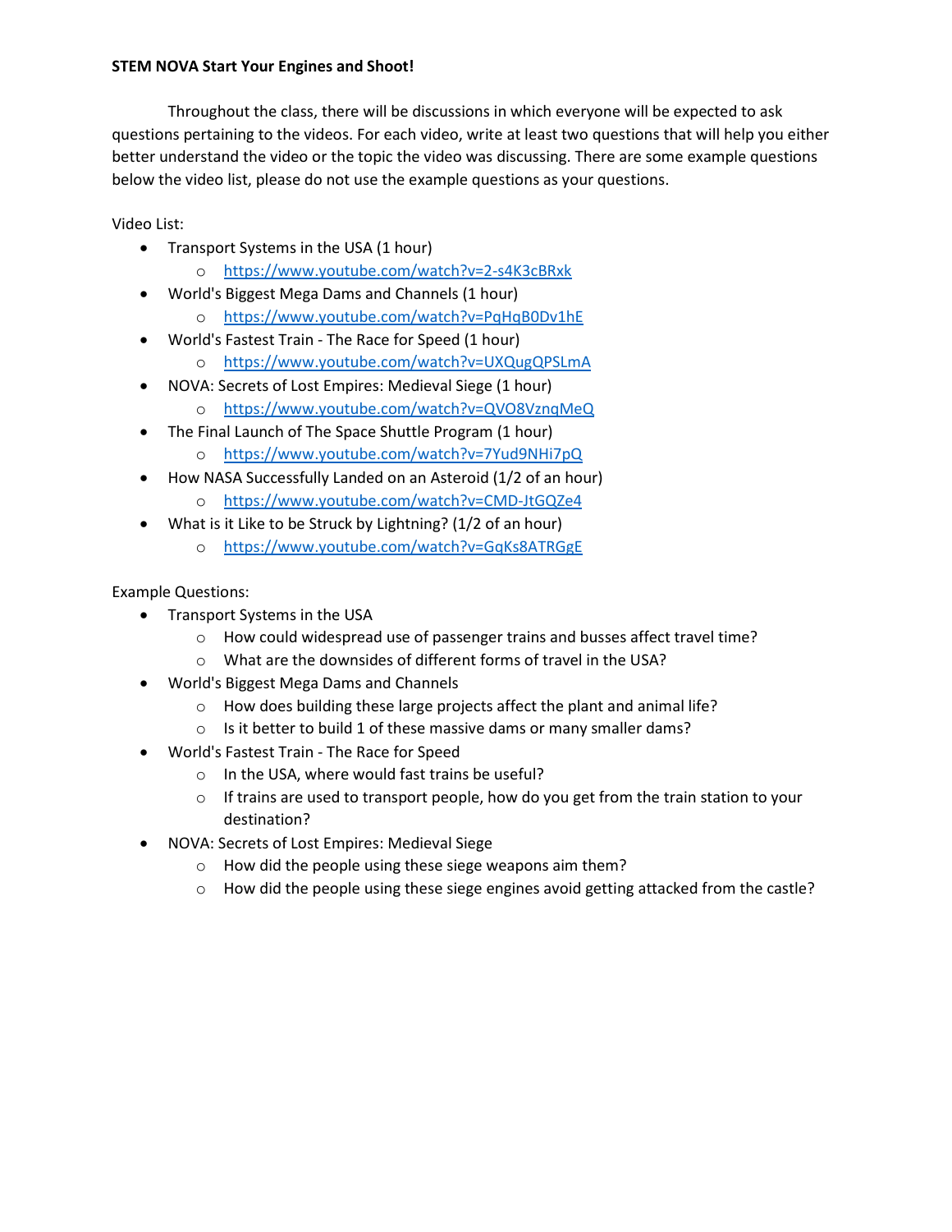**STEM NOVA Start Your Engines and Shoot!**

Throughout the class, there will be discussions in which everyone will be expected to ask questions pertaining to the videos. For each video, write at least two questions that will help you either better understand the video or the topic the video was discussing. There are some example questions below the video list, please do not use the example questions as your questions.

Video List:

- Transport Systems in the USA (1 hour)
  - https://www.youtube.com/watch?v=2-s4K3cBRxk
- World's Biggest Mega Dams and Channels (1 hour)
  - https://www.youtube.com/watch?v=PqHqB0Dv1hE
- World's Fastest Train - The Race for Speed (1 hour)
  - https://www.youtube.com/watch?v=UXQugQPSLmA
- NOVA: Secrets of Lost Empires: Medieval Siege (1 hour)
  - https://www.youtube.com/watch?v=QVO8VznqMeQ
- The Final Launch of The Space Shuttle Program (1 hour)
  - https://www.youtube.com/watch?v=7Yud9NHi7pQ
- How NASA Successfully Landed on an Asteroid (1/2 of an hour)
  - https://www.youtube.com/watch?v=CMD-JtGQZe4
- What is it Like to be Struck by Lightning? (1/2 of an hour)
  - https://www.youtube.com/watch?v=GqKs8ATRGgE

Example Questions:

- Transport Systems in the USA
  - How could widespread use of passenger trains and busses affect travel time?
  - What are the downsides of different forms of travel in the USA?
- World's Biggest Mega Dams and Channels
  - How does building these large projects affect the plant and animal life?
  - Is it better to build 1 of these massive dams or many smaller dams?
- World's Fastest Train - The Race for Speed
  - In the USA, where would fast trains be useful?
  - If trains are used to transport people, how do you get from the train station to your destination?
- NOVA: Secrets of Lost Empires: Medieval Siege
  - How did the people using these siege weapons aim them?
  - How did the people using these siege engines avoid getting attacked from the castle?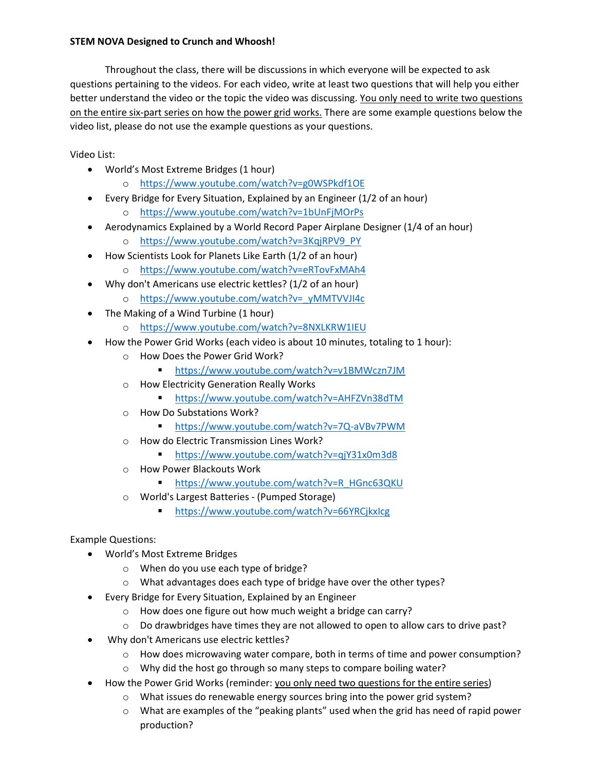**STEM NOVA Designed to Crunch and Whoosh!**

Throughout the class, there will be discussions in which everyone will be expected to ask questions pertaining to the videos. For each video, write at least two questions that will help you either better understand the video or the topic the video was discussing. You only need to write two questions on the entire six-part series on how the power grid works. There are some example questions below the video list, please do not use the example questions as your questions.

Video List:

- World's Most Extreme Bridges (1 hour)
  - https://www.youtube.com/watch?v=g0WSPkdf1OE
- Every Bridge for Every Situation, Explained by an Engineer (1/2 of an hour)
  - https://www.youtube.com/watch?v=1bUnFjMOrPs
- Aerodynamics Explained by a World Record Paper Airplane Designer (1/4 of an hour)
  - https://www.youtube.com/watch?v=3KqjRPV9_PY
- How Scientists Look for Planets Like Earth (1/2 of an hour)
  - https://www.youtube.com/watch?v=eRTovFxMAh4
- Why don't Americans use electric kettles? (1/2 of an hour)
  - https://www.youtube.com/watch?v=_yMMTVVJI4c
- The Making of a Wind Turbine (1 hour)
  - https://www.youtube.com/watch?v=8NXLKRW1IEU
- How the Power Grid Works (each video is about 10 minutes, totaling to 1 hour):
  - How Does the Power Grid Work?
    - https://www.youtube.com/watch?v=v1BMWczn7JM
  - How Electricity Generation Really Works
    - https://www.youtube.com/watch?v=AHFZVn38dTM
  - How Do Substations Work?
    - https://www.youtube.com/watch?v=7Q-aVBv7PWM
  - How do Electric Transmission Lines Work?
    - https://www.youtube.com/watch?v=qjY31x0m3d8
  - How Power Blackouts Work
    - https://www.youtube.com/watch?v=R_HGnc63QKU
  - World's Largest Batteries - (Pumped Storage)
    - https://www.youtube.com/watch?v=66YRCjkxIcg

Example Questions:

- World's Most Extreme Bridges
  - When do you use each type of bridge?
  - What advantages does each type of bridge have over the other types?
- Every Bridge for Every Situation, Explained by an Engineer
  - How does one figure out how much weight a bridge can carry?
  - Do drawbridges have times they are not allowed to open to allow cars to drive past?
- Why don't Americans use electric kettles?
  - How does microwaving water compare, both in terms of time and power consumption?
  - Why did the host go through so many steps to compare boiling water?
- How the Power Grid Works (reminder: you only need two questions for the entire series)
  - What issues do renewable energy sources bring into the power grid system?
  - What are examples of the "peaking plants" used when the grid has need of rapid power production?